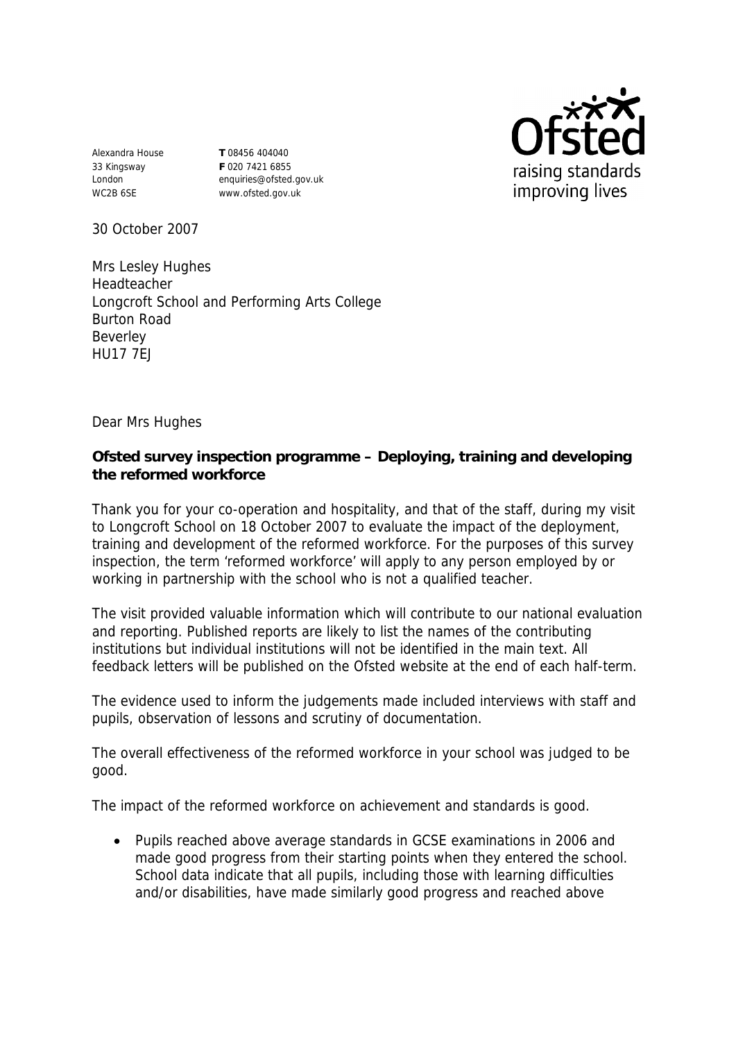Alexandra House
33 Kingsway
London
WC2B 6SE

**T** 08456 404040
**F** 020 7421 6855
enquiries@ofsted.gov.uk
www.ofsted.gov.uk

Ofsted
raising standards
improving lives

30 October 2007

Mrs Lesley Hughes
Headteacher
Longcroft School and Performing Arts College
Burton Road
Beverley
HU17 7EJ

Dear Mrs Hughes

**Ofsted survey inspection programme – Deploying, training and developing the reformed workforce**

Thank you for your co-operation and hospitality, and that of the staff, during my visit to Longcroft School on 18 October 2007 to evaluate the impact of the deployment, training and development of the reformed workforce. For the purposes of this survey inspection, the term 'reformed workforce' will apply to any person employed by or working in partnership with the school who is not a qualified teacher.

The visit provided valuable information which will contribute to our national evaluation and reporting. Published reports are likely to list the names of the contributing institutions but individual institutions will not be identified in the main text. All feedback letters will be published on the Ofsted website at the end of each half-term.

The evidence used to inform the judgements made included interviews with staff and pupils, observation of lessons and scrutiny of documentation.

The overall effectiveness of the reformed workforce in your school was judged to be good.

The impact of the reformed workforce on achievement and standards is good.

- Pupils reached above average standards in GCSE examinations in 2006 and made good progress from their starting points when they entered the school. School data indicate that all pupils, including those with learning difficulties and/or disabilities, have made similarly good progress and reached above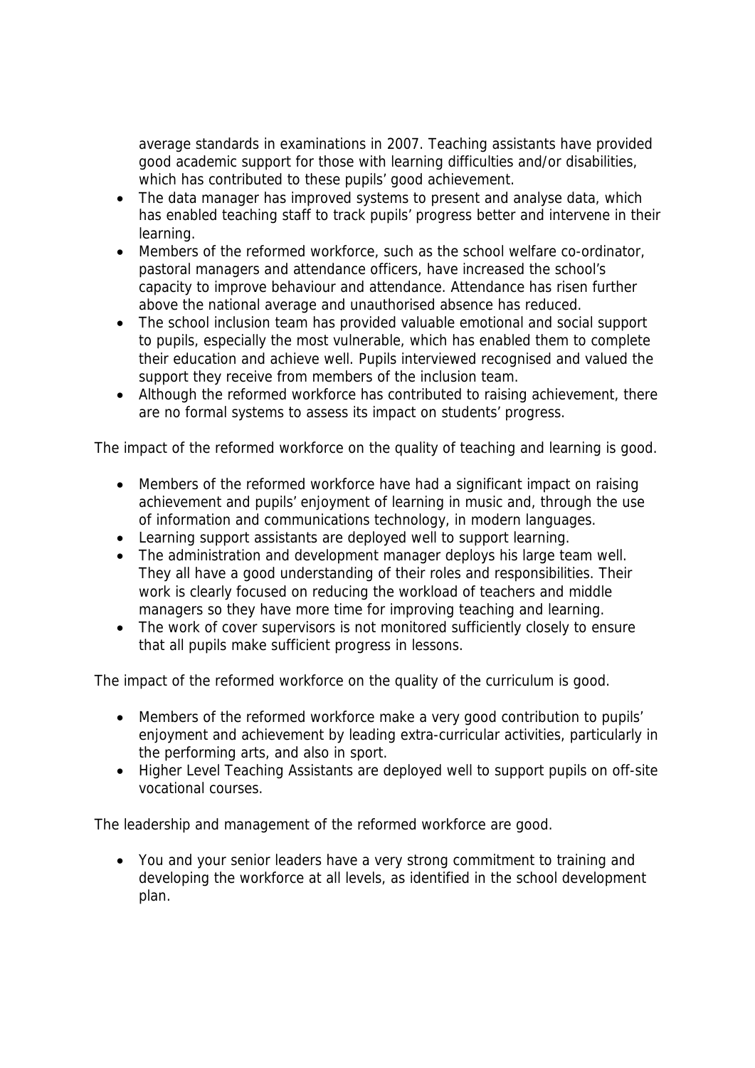average standards in examinations in 2007. Teaching assistants have provided good academic support for those with learning difficulties and/or disabilities, which has contributed to these pupils' good achievement.

- The data manager has improved systems to present and analyse data, which has enabled teaching staff to track pupils' progress better and intervene in their learning.
- Members of the reformed workforce, such as the school welfare co-ordinator, pastoral managers and attendance officers, have increased the school's capacity to improve behaviour and attendance. Attendance has risen further above the national average and unauthorised absence has reduced.
- The school inclusion team has provided valuable emotional and social support to pupils, especially the most vulnerable, which has enabled them to complete their education and achieve well. Pupils interviewed recognised and valued the support they receive from members of the inclusion team.
- Although the reformed workforce has contributed to raising achievement, there are no formal systems to assess its impact on students' progress.

The impact of the reformed workforce on the quality of teaching and learning is good.

- Members of the reformed workforce have had a significant impact on raising achievement and pupils' enjoyment of learning in music and, through the use of information and communications technology, in modern languages.
- Learning support assistants are deployed well to support learning.
- The administration and development manager deploys his large team well. They all have a good understanding of their roles and responsibilities. Their work is clearly focused on reducing the workload of teachers and middle managers so they have more time for improving teaching and learning.
- The work of cover supervisors is not monitored sufficiently closely to ensure that all pupils make sufficient progress in lessons.

The impact of the reformed workforce on the quality of the curriculum is good.

- Members of the reformed workforce make a very good contribution to pupils' enjoyment and achievement by leading extra-curricular activities, particularly in the performing arts, and also in sport.
- Higher Level Teaching Assistants are deployed well to support pupils on off-site vocational courses.

The leadership and management of the reformed workforce are good.

- You and your senior leaders have a very strong commitment to training and developing the workforce at all levels, as identified in the school development plan.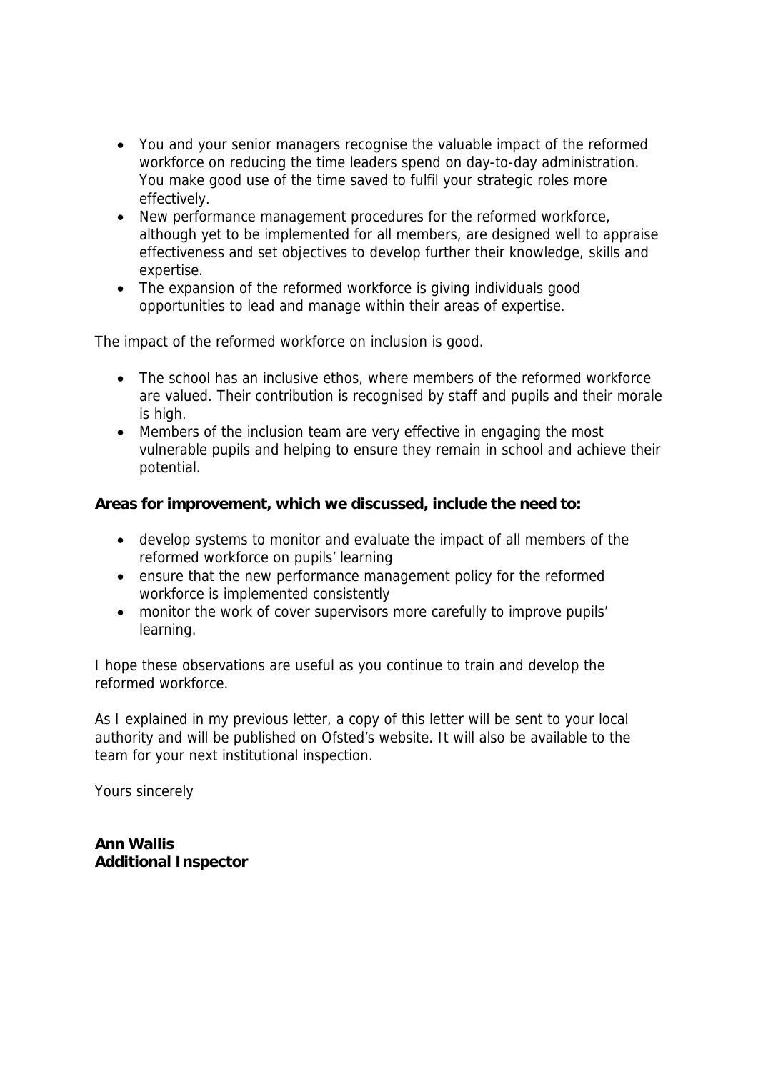- You and your senior managers recognise the valuable impact of the reformed workforce on reducing the time leaders spend on day-to-day administration. You make good use of the time saved to fulfil your strategic roles more effectively.
- New performance management procedures for the reformed workforce, although yet to be implemented for all members, are designed well to appraise effectiveness and set objectives to develop further their knowledge, skills and expertise.
- The expansion of the reformed workforce is giving individuals good opportunities to lead and manage within their areas of expertise.

The impact of the reformed workforce on inclusion is good.

- The school has an inclusive ethos, where members of the reformed workforce are valued. Their contribution is recognised by staff and pupils and their morale is high.
- Members of the inclusion team are very effective in engaging the most vulnerable pupils and helping to ensure they remain in school and achieve their potential.

**Areas for improvement, which we discussed, include the need to:**

- develop systems to monitor and evaluate the impact of all members of the reformed workforce on pupils' learning
- ensure that the new performance management policy for the reformed workforce is implemented consistently
- monitor the work of cover supervisors more carefully to improve pupils' learning.

I hope these observations are useful as you continue to train and develop the reformed workforce.

As I explained in my previous letter, a copy of this letter will be sent to your local authority and will be published on Ofsted's website. It will also be available to the team for your next institutional inspection.

Yours sincerely

**Ann Wallis**
**Additional Inspector**